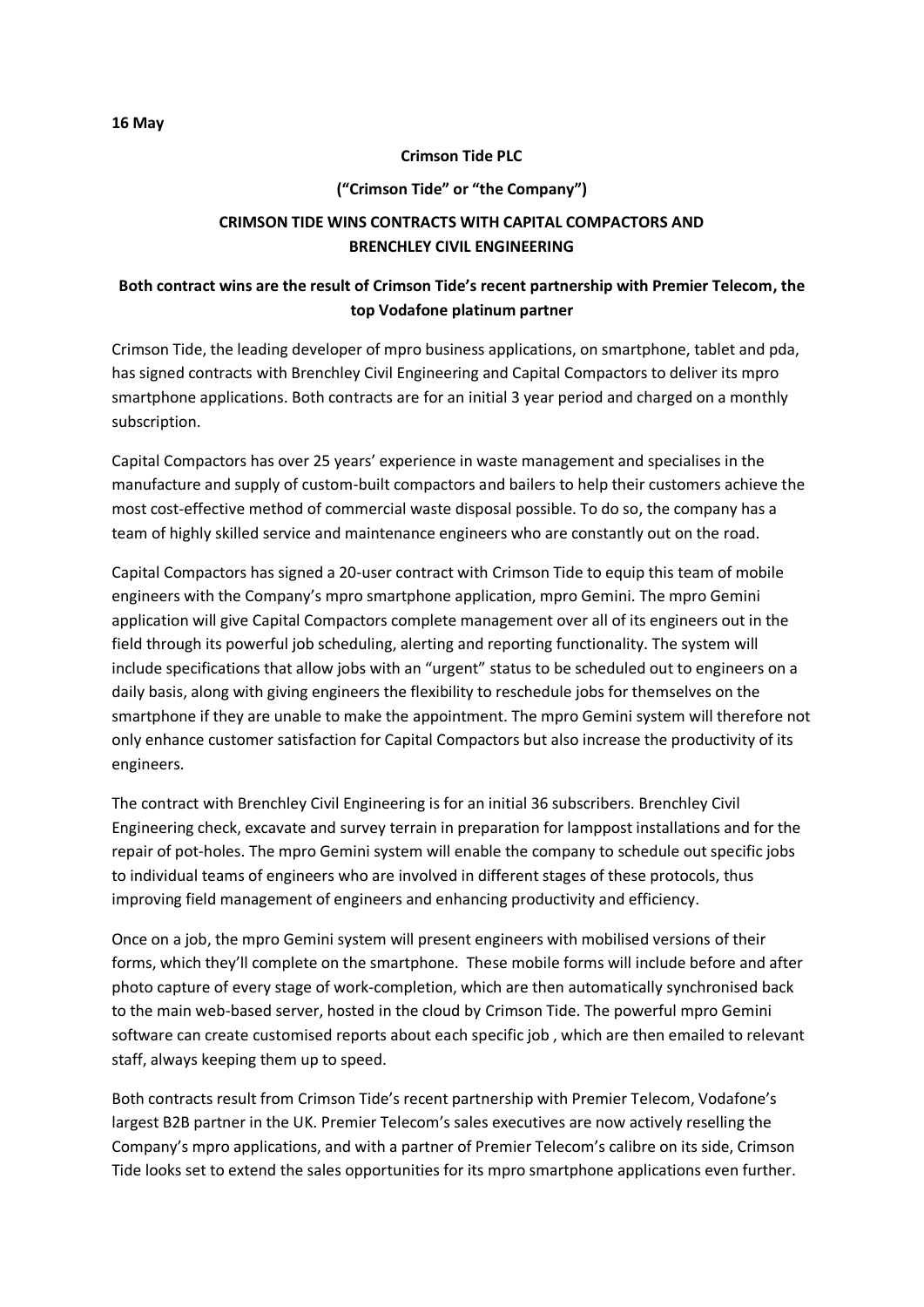**16 May**

**Crimson Tide PLC**

**("Crimson Tide" or "the Company")**

# CRIMSON TIDE WINS CONTRACTS WITH CAPITAL COMPACTORS AND BRENCHLEY CIVIL ENGINEERING

**Both contract wins are the result of Crimson Tide's recent partnership with Premier Telecom, the top Vodafone platinum partner**

Crimson Tide, the leading developer of mpro business applications, on smartphone, tablet and pda, has signed contracts with Brenchley Civil Engineering and Capital Compactors to deliver its mpro smartphone applications. Both contracts are for an initial 3 year period and charged on a monthly subscription.

Capital Compactors has over 25 years' experience in waste management and specialises in the manufacture and supply of custom-built compactors and bailers to help their customers achieve the most cost-effective method of commercial waste disposal possible. To do so, the company has a team of highly skilled service and maintenance engineers who are constantly out on the road.

Capital Compactors has signed a 20-user contract with Crimson Tide to equip this team of mobile engineers with the Company's mpro smartphone application, mpro Gemini. The mpro Gemini application will give Capital Compactors complete management over all of its engineers out in the field through its powerful job scheduling, alerting and reporting functionality. The system will include specifications that allow jobs with an "urgent" status to be scheduled out to engineers on a daily basis, along with giving engineers the flexibility to reschedule jobs for themselves on the smartphone if they are unable to make the appointment. The mpro Gemini system will therefore not only enhance customer satisfaction for Capital Compactors but also increase the productivity of its engineers.

The contract with Brenchley Civil Engineering is for an initial 36 subscribers. Brenchley Civil Engineering check, excavate and survey terrain in preparation for lamppost installations and for the repair of pot-holes. The mpro Gemini system will enable the company to schedule out specific jobs to individual teams of engineers who are involved in different stages of these protocols, thus improving field management of engineers and enhancing productivity and efficiency.

Once on a job, the mpro Gemini system will present engineers with mobilised versions of their forms, which they'll complete on the smartphone. These mobile forms will include before and after photo capture of every stage of work-completion, which are then automatically synchronised back to the main web-based server, hosted in the cloud by Crimson Tide. The powerful mpro Gemini software can create customised reports about each specific job , which are then emailed to relevant staff, always keeping them up to speed.

Both contracts result from Crimson Tide's recent partnership with Premier Telecom, Vodafone's largest B2B partner in the UK. Premier Telecom's sales executives are now actively reselling the Company's mpro applications, and with a partner of Premier Telecom's calibre on its side, Crimson Tide looks set to extend the sales opportunities for its mpro smartphone applications even further.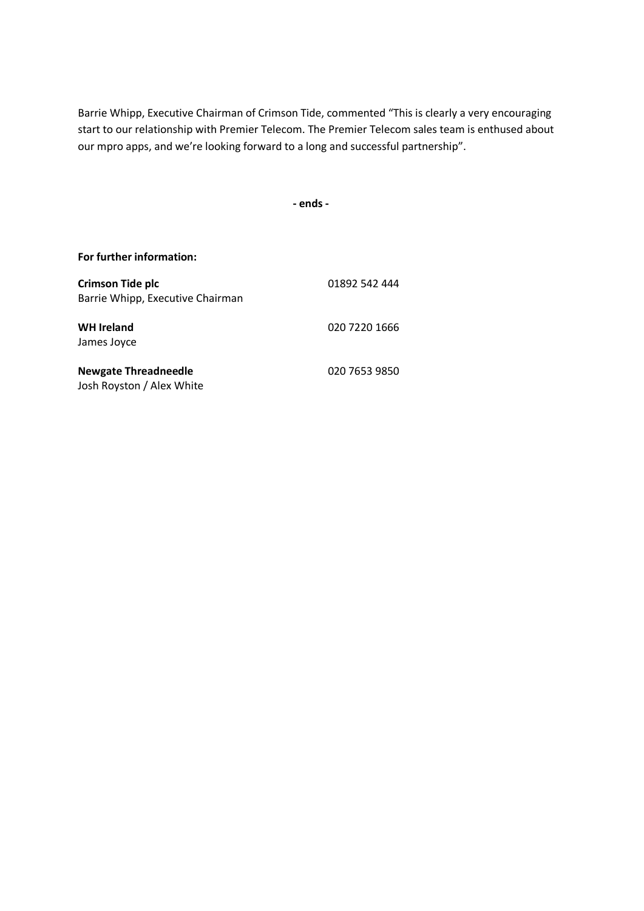Barrie Whipp, Executive Chairman of Crimson Tide, commented "This is clearly a very encouraging start to our relationship with Premier Telecom. The Premier Telecom sales team is enthused about our mpro apps, and we're looking forward to a long and successful partnership".

**- ends -**

**For further information:**

| | |
|---|---|
| **Crimson Tide plc**<br>Barrie Whipp, Executive Chairman | 01892 542 444 |
| **WH Ireland**<br>James Joyce | 020 7220 1666 |
| **Newgate Threadneedle**<br>Josh Royston / Alex White | 020 7653 9850 |